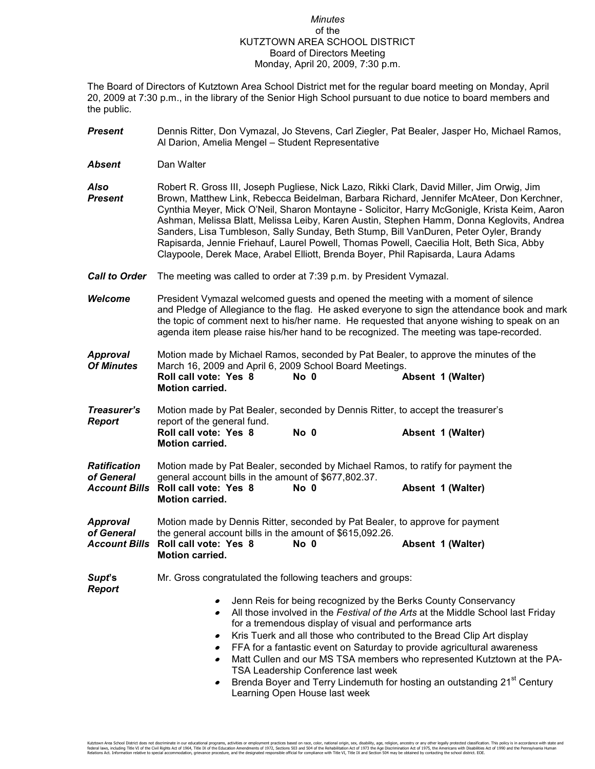*Minutes*
of the
KUTZTOWN AREA SCHOOL DISTRICT
Board of Directors Meeting
Monday, April 20, 2009, 7:30 p.m.

The Board of Directors of Kutztown Area School District met for the regular board meeting on Monday, April 20, 2009 at 7:30 p.m., in the library of the Senior High School pursuant to due notice to board members and the public.

***Present*** Dennis Ritter, Don Vymazal, Jo Stevens, Carl Ziegler, Pat Bealer, Jasper Ho, Michael Ramos, Al Darion, Amelia Mengel – Student Representative

***Absent*** Dan Walter

***Also Present*** Robert R. Gross III, Joseph Pugliese, Nick Lazo, Rikki Clark, David Miller, Jim Orwig, Jim Brown, Matthew Link, Rebecca Beidelman, Barbara Richard, Jennifer McAteer, Don Kerchner, Cynthia Meyer, Mick O'Neil, Sharon Montayne - Solicitor, Harry McGonigle, Krista Keim, Aaron Ashman, Melissa Blatt, Melissa Leiby, Karen Austin, Stephen Hamm, Donna Keglovits, Andrea Sanders, Lisa Tumbleson, Sally Sunday, Beth Stump, Bill VanDuren, Peter Oyler, Brandy Rapisarda, Jennie Friehauf, Laurel Powell, Thomas Powell, Caecilia Holt, Beth Sica, Abby Claypoole, Derek Mace, Arabel Elliott, Brenda Boyer, Phil Rapisarda, Laura Adams

***Call to Order*** The meeting was called to order at 7:39 p.m. by President Vymazal.

***Welcome*** President Vymazal welcomed guests and opened the meeting with a moment of silence and Pledge of Allegiance to the flag. He asked everyone to sign the attendance book and mark the topic of comment next to his/her name. He requested that anyone wishing to speak on an agenda item please raise his/her hand to be recognized. The meeting was tape-recorded.

***Approval Of Minutes*** Motion made by Michael Ramos, seconded by Pat Bealer, to approve the minutes of the March 16, 2009 and April 6, 2009 School Board Meetings.
**Roll call vote: Yes 8 No 0 Absent 1 (Walter)**
**Motion carried.**

***Treasurer's Report*** Motion made by Pat Bealer, seconded by Dennis Ritter, to accept the treasurer's report of the general fund.
**Roll call vote: Yes 8 No 0 Absent 1 (Walter)**
**Motion carried.**

***Ratification of General Account Bills*** Motion made by Pat Bealer, seconded by Michael Ramos, to ratify for payment the general account bills in the amount of $677,802.37.
**Roll call vote: Yes 8 No 0 Absent 1 (Walter)**
**Motion carried.**

***Approval of General Account Bills*** Motion made by Dennis Ritter, seconded by Pat Bealer, to approve for payment the general account bills in the amount of $615,092.26.
**Roll call vote: Yes 8 No 0 Absent 1 (Walter)**
**Motion carried.**

***Supt's Report*** Mr. Gross congratulated the following teachers and groups:

- Jenn Reis for being recognized by the Berks County Conservancy
- All those involved in the *Festival of the Arts* at the Middle School last Friday for a tremendous display of visual and performance arts
- Kris Tuerk and all those who contributed to the Bread Clip Art display
- FFA for a fantastic event on Saturday to provide agricultural awareness
- Matt Cullen and our MS TSA members who represented Kutztown at the PA-TSA Leadership Conference last week
- Brenda Boyer and Terry Lindemuth for hosting an outstanding 21st Century Learning Open House last week

Kutztown Area School District does not discriminate in our educational programs, activities or employment practices based on race, color, national origin, sex, disability, age, religion, ancestry or any other legally protected classification. This policy is in accordance with state and federal laws, including Title VI of the Civil Rights Act of 1964, Title IX of the Education Amendments of 1972, Sections 503 and 504 of the Rehabilitation Act of 1973 the Age Discrimination Act of 1975, the Americans with Disabilities Act of 1990 and the Pennsylvania Human Relations Act. Information relative to special accommodation, grievance procedure, and the designated responsible official for compliance with Title VI, Title IX and Section 504 may be obtained by contacting the school district. EOE.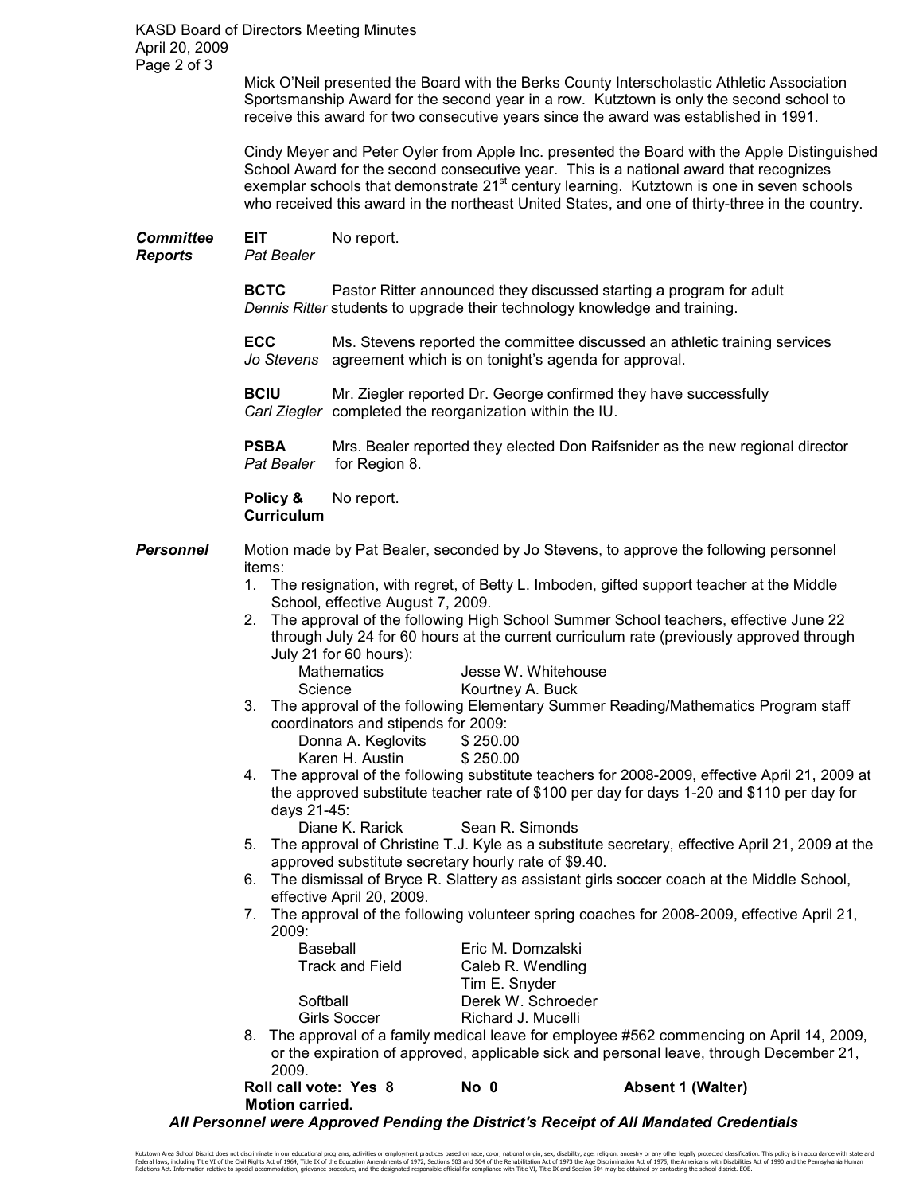Mick O'Neil presented the Board with the Berks County Interscholastic Athletic Association Sportsmanship Award for the second year in a row. Kutztown is only the second school to receive this award for two consecutive years since the award was established in 1991.

Cindy Meyer and Peter Oyler from Apple Inc. presented the Board with the Apple Distinguished School Award for the second consecutive year. This is a national award that recognizes exemplar schools that demonstrate 21st century learning. Kutztown is one in seven schools who received this award in the northeast United States, and one of thirty-three in the country.

***Committee Reports***

**EIT** *Pat Bealer* — No report.

**BCTC** *Dennis Ritter* — Pastor Ritter announced they discussed starting a program for adult students to upgrade their technology knowledge and training.

**ECC** *Jo Stevens* — Ms. Stevens reported the committee discussed an athletic training services agreement which is on tonight's agenda for approval.

**BCIU** *Carl Ziegler* — Mr. Ziegler reported Dr. George confirmed they have successfully completed the reorganization within the IU.

**PSBA** *Pat Bealer* — Mrs. Bealer reported they elected Don Raifsnider as the new regional director for Region 8.

**Policy & Curriculum** — No report.

***Personnel***

Motion made by Pat Bealer, seconded by Jo Stevens, to approve the following personnel items:

1. The resignation, with regret, of Betty L. Imboden, gifted support teacher at the Middle School, effective August 7, 2009.
2. The approval of the following High School Summer School teachers, effective June 22 through July 24 for 60 hours at the current curriculum rate (previously approved through July 21 for 60 hours):
   - Mathematics — Jesse W. Whitehouse
   - Science — Kourtney A. Buck
3. The approval of the following Elementary Summer Reading/Mathematics Program staff coordinators and stipends for 2009:
   - Donna A. Keglovits — $ 250.00
   - Karen H. Austin — $ 250.00
4. The approval of the following substitute teachers for 2008-2009, effective April 21, 2009 at the approved substitute teacher rate of $100 per day for days 1-20 and $110 per day for days 21-45:
   - Diane K. Rarick
   - Sean R. Simonds
5. The approval of Christine T.J. Kyle as a substitute secretary, effective April 21, 2009 at the approved substitute secretary hourly rate of $9.40.
6. The dismissal of Bryce R. Slattery as assistant girls soccer coach at the Middle School, effective April 20, 2009.
7. The approval of the following volunteer spring coaches for 2008-2009, effective April 21, 2009:
   - Baseball — Eric M. Domzalski
   - Track and Field — Caleb R. Wendling
   - Track and Field — Tim E. Snyder
   - Softball — Derek W. Schroeder
   - Girls Soccer — Richard J. Mucelli
8. The approval of a family medical leave for employee #562 commencing on April 14, 2009, or the expiration of approved, applicable sick and personal leave, through December 21, 2009.

**Roll call vote: Yes 8 No 0 Absent 1 (Walter)**
**Motion carried.**

***All Personnel were Approved Pending the District's Receipt of All Mandated Credentials***

Kutztown Area School District does not discriminate in our educational programs, activities or employment practices based on race, color, national origin, sex, disability, age, religion, ancestry or any other legally protected classification. This policy is in accordance with state and federal laws, including Title VI of the Civil Rights Act of 1964, Title IX of the Education Amendments of 1972, Sections 503 and 504 of the Rehabilitation Act of 1973 the Age Discrimination Act of 1975, the Americans with Disabilities Act of 1990 and the Pennsylvania Human Relations Act. Information relative to special accommodation, grievance procedure, and the designated responsible official for compliance with Title VI, Title IX and Section 504 may be obtained by contacting the school district. EOE.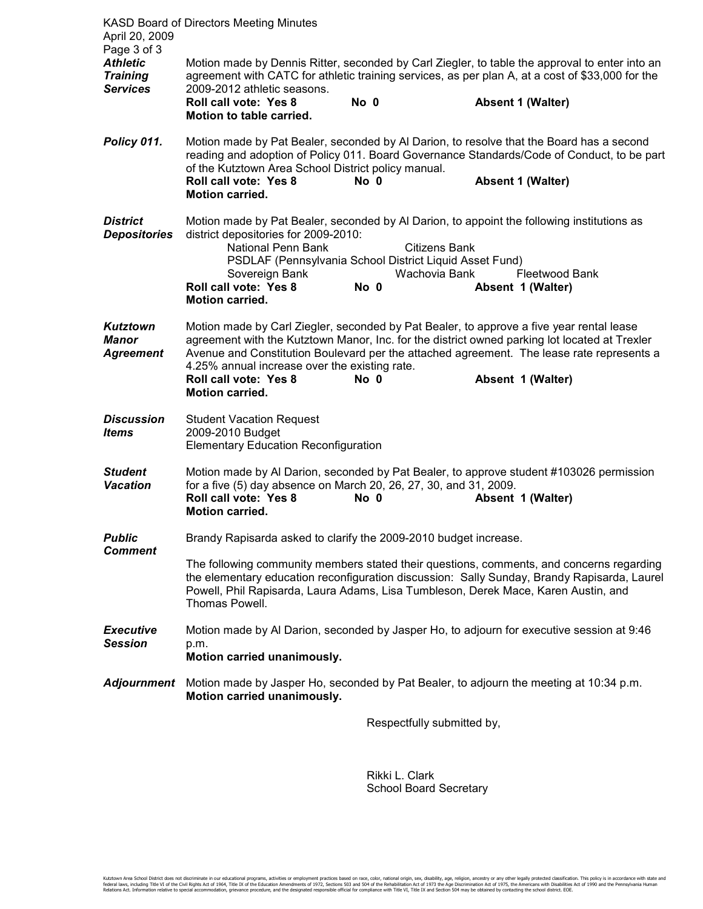**_Athletic Training Services_**

Motion made by Dennis Ritter, seconded by Carl Ziegler, to table the approval to enter into an agreement with CATC for athletic training services, as per plan A, at a cost of $33,000 for the 2009-2012 athletic seasons.

**Roll call vote: Yes 8 No 0 Absent 1 (Walter)**
**Motion to table carried.**

**_Policy 011._**

Motion made by Pat Bealer, seconded by Al Darion, to resolve that the Board has a second reading and adoption of Policy 011. Board Governance Standards/Code of Conduct, to be part of the Kutztown Area School District policy manual.

**Roll call vote: Yes 8 No 0 Absent 1 (Walter)**
**Motion carried.**

**_District Depositories_**

Motion made by Pat Bealer, seconded by Al Darion, to appoint the following institutions as district depositories for 2009-2010:

National Penn Bank
Citizens Bank
PSDLAF (Pennsylvania School District Liquid Asset Fund)
Sovereign Bank
Wachovia Bank
Fleetwood Bank

**Roll call vote: Yes 8 No 0 Absent 1 (Walter)**
**Motion carried.**

**_Kutztown Manor Agreement_**

Motion made by Carl Ziegler, seconded by Pat Bealer, to approve a five year rental lease agreement with the Kutztown Manor, Inc. for the district owned parking lot located at Trexler Avenue and Constitution Boulevard per the attached agreement. The lease rate represents a 4.25% annual increase over the existing rate.

**Roll call vote: Yes 8 No 0 Absent 1 (Walter)**
**Motion carried.**

**_Discussion Items_**

Student Vacation Request
2009-2010 Budget
Elementary Education Reconfiguration

**_Student Vacation_**

Motion made by Al Darion, seconded by Pat Bealer, to approve student #103026 permission for a five (5) day absence on March 20, 26, 27, 30, and 31, 2009.

**Roll call vote: Yes 8 No 0 Absent 1 (Walter)**
**Motion carried.**

**_Public Comment_**

Brandy Rapisarda asked to clarify the 2009-2010 budget increase.

The following community members stated their questions, comments, and concerns regarding the elementary education reconfiguration discussion: Sally Sunday, Brandy Rapisarda, Laurel Powell, Phil Rapisarda, Laura Adams, Lisa Tumbleson, Derek Mace, Karen Austin, and Thomas Powell.

**_Executive Session_**

Motion made by Al Darion, seconded by Jasper Ho, to adjourn for executive session at 9:46 p.m.

**Motion carried unanimously.**

**_Adjournment_**

Motion made by Jasper Ho, seconded by Pat Bealer, to adjourn the meeting at 10:34 p.m.

**Motion carried unanimously.**

Respectfully submitted by,

Rikki L. Clark
School Board Secretary

Kutztown Area School District does not discriminate in our educational programs, activities or employment practices based on race, color, national origin, sex, disability, age, religion, ancestry or any other legally protected classification. This policy is in accordance with state and federal laws, including Title VI of the Civil Rights Act of 1964, Title IX of the Education Amendments of 1972, Sections 503 and 504 of the Rehabilitation Act of 1973 the Age Discrimination Act of 1975, the Americans with Disabilities Act of 1990 and the Pennsylvania Human Relations Act. Information relative to special accommodation, grievance procedure, and the designated responsible official for compliance with Title VI, Title IX and Section 504 may be obtained by contacting the school district. EOE.